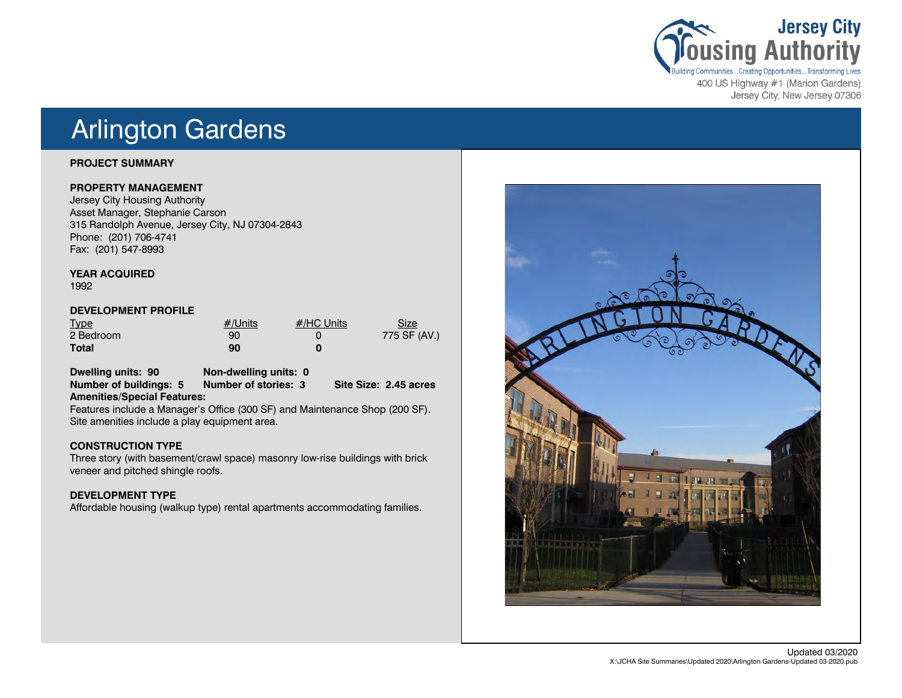Jersey City Housing Authority
Building Communities...Creating Opportunities...Transforming Lives
400 US Highway #1 (Marion Gardens)
Jersey City, New Jersey 07306

# Arlington Gardens

**PROJECT SUMMARY**

**PROPERTY MANAGEMENT**
Jersey City Housing Authority
Asset Manager, Stephanie Carson
315 Randolph Avenue, Jersey City, NJ 07304-2843
Phone: (201) 706-4741
Fax: (201) 547-8993

**YEAR ACQUIRED**
1992

**DEVELOPMENT PROFILE**

| Type | #/Units | #/HC Units | Size |
|---|---|---|---|
| 2 Bedroom | 90 | 0 | 775 SF (AV.) |
| **Total** | **90** | **0** | |

**Dwelling units: 90** **Non-dwelling units: 0**
**Number of buildings: 5** **Number of stories: 3** **Site Size: 2.45 acres**
**Amenities/Special Features:**
Features include a Manager's Office (300 SF) and Maintenance Shop (200 SF). Site amenities include a play equipment area.

**CONSTRUCTION TYPE**
Three story (with basement/crawl space) masonry low-rise buildings with brick veneer and pitched shingle roofs.

**DEVELOPMENT TYPE**
Affordable housing (walkup type) rental apartments accommodating families.

Updated 03/2020
X:\JCHA Site Summaries\Updated 2020\Arlington Gardens-Updated 03-2020.pub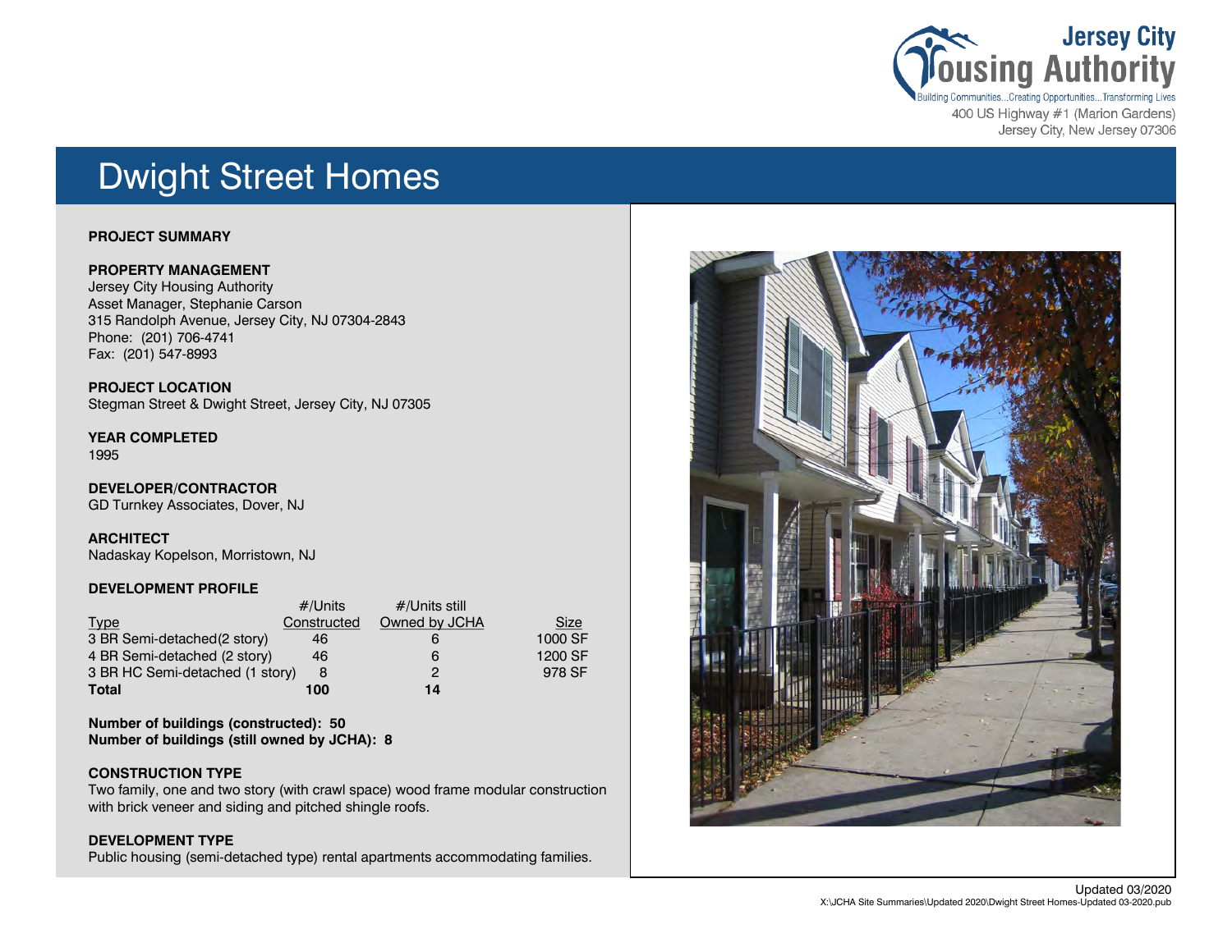Jersey City Housing Authority
Building Communities...Creating Opportunities...Transforming Lives
400 US Highway #1 (Marion Gardens)
Jersey City, New Jersey 07306

# Dwight Street Homes

**PROJECT SUMMARY**

**PROPERTY MANAGEMENT**
Jersey City Housing Authority
Asset Manager, Stephanie Carson
315 Randolph Avenue, Jersey City, NJ 07304-2843
Phone: (201) 706-4741
Fax: (201) 547-8993

**PROJECT LOCATION**
Stegman Street & Dwight Street, Jersey City, NJ 07305

**YEAR COMPLETED**
1995

**DEVELOPER/CONTRACTOR**
GD Turnkey Associates, Dover, NJ

**ARCHITECT**
Nadaskay Kopelson, Morristown, NJ

**DEVELOPMENT PROFILE**

| Type | #/Units Constructed | #/Units still Owned by JCHA | Size |
|---|---|---|---|
| 3 BR Semi-detached(2 story) | 46 | 6 | 1000 SF |
| 4 BR Semi-detached (2 story) | 46 | 6 | 1200 SF |
| 3 BR HC Semi-detached (1 story) | 8 | 2 | 978 SF |
| **Total** | **100** | **14** | |

**Number of buildings (constructed): 50**
**Number of buildings (still owned by JCHA): 8**

**CONSTRUCTION TYPE**
Two family, one and two story (with crawl space) wood frame modular construction with brick veneer and siding and pitched shingle roofs.

**DEVELOPMENT TYPE**
Public housing (semi-detached type) rental apartments accommodating families.

Updated 03/2020
X:\JCHA Site Summaries\Updated 2020\Dwight Street Homes-Updated 03-2020.pub